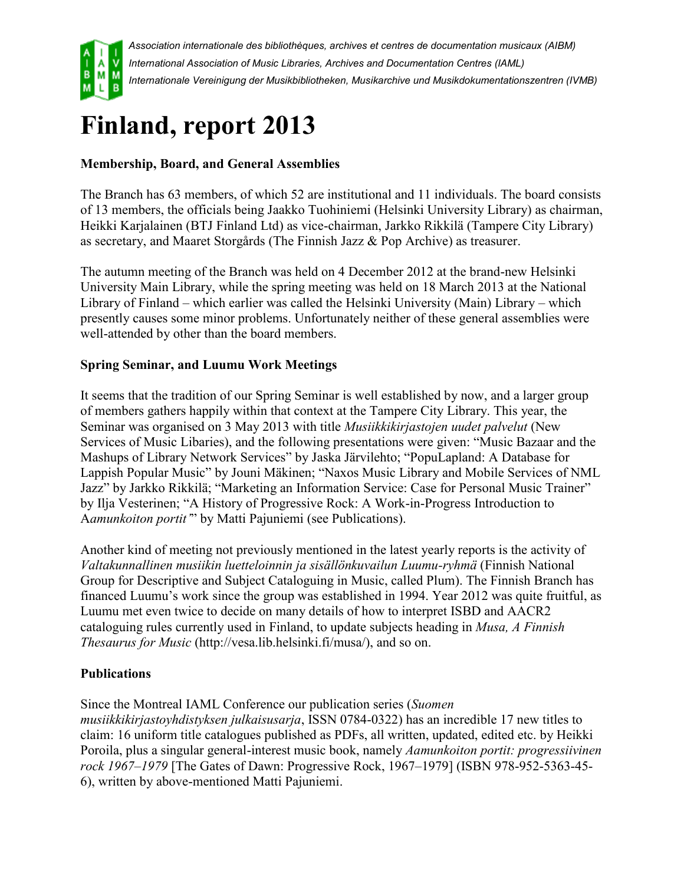*Association internationale des bibliothèques, archives et centres de documentation musicaux (AIBM)*
*International Association of Music Libraries, Archives and Documentation Centres (IAML)*
*Internationale Vereinigung der Musikbibliotheken, Musikarchive und Musikdokumentationszentren (IVMB)*

# Finland, report 2013

**Membership, Board, and General Assemblies**

The Branch has 63 members, of which 52 are institutional and 11 individuals. The board consists of 13 members, the officials being Jaakko Tuohiniemi (Helsinki University Library) as chairman, Heikki Karjalainen (BTJ Finland Ltd) as vice-chairman, Jarkko Rikkilä (Tampere City Library) as secretary, and Maaret Storgårds (The Finnish Jazz & Pop Archive) as treasurer.

The autumn meeting of the Branch was held on 4 December 2012 at the brand-new Helsinki University Main Library, while the spring meeting was held on 18 March 2013 at the National Library of Finland – which earlier was called the Helsinki University (Main) Library – which presently causes some minor problems. Unfortunately neither of these general assemblies were well-attended by other than the board members.

**Spring Seminar, and Luumu Work Meetings**

It seems that the tradition of our Spring Seminar is well established by now, and a larger group of members gathers happily within that context at the Tampere City Library. This year, the Seminar was organised on 3 May 2013 with title *Musiikkikirjastojen uudet palvelut* (New Services of Music Libaries), and the following presentations were given: "Music Bazaar and the Mashups of Library Network Services" by Jaska Järvilehto; "PopuLapland: A Database for Lappish Popular Music" by Jouni Mäkinen; "Naxos Music Library and Mobile Services of NML Jazz" by Jarkko Rikkilä; "Marketing an Information Service: Case for Personal Music Trainer" by Ilja Vesterinen; "A History of Progressive Rock: A Work-in-Progress Introduction to A*amunkoiton portit*" by Matti Pajuniemi (see Publications).

Another kind of meeting not previously mentioned in the latest yearly reports is the activity of *Valtakunnallinen musiikin luetteloinnin ja sisällönkuvailun Luumu-ryhmä* (Finnish National Group for Descriptive and Subject Cataloguing in Music, called Plum). The Finnish Branch has financed Luumu's work since the group was established in 1994. Year 2012 was quite fruitful, as Luumu met even twice to decide on many details of how to interpret ISBD and AACR2 cataloguing rules currently used in Finland, to update subjects heading in *Musa, A Finnish Thesaurus for Music* (http://vesa.lib.helsinki.fi/musa/), and so on.

**Publications**

Since the Montreal IAML Conference our publication series (*Suomen musiikkikirjastoyhdistyksen julkaisusarja*, ISSN 0784-0322) has an incredible 17 new titles to claim: 16 uniform title catalogues published as PDFs, all written, updated, edited etc. by Heikki Poroila, plus a singular general-interest music book, namely *Aamunkoiton portit: progressiivinen rock 1967–1979* [The Gates of Dawn: Progressive Rock, 1967–1979] (ISBN 978-952-5363-45-6), written by above-mentioned Matti Pajuniemi.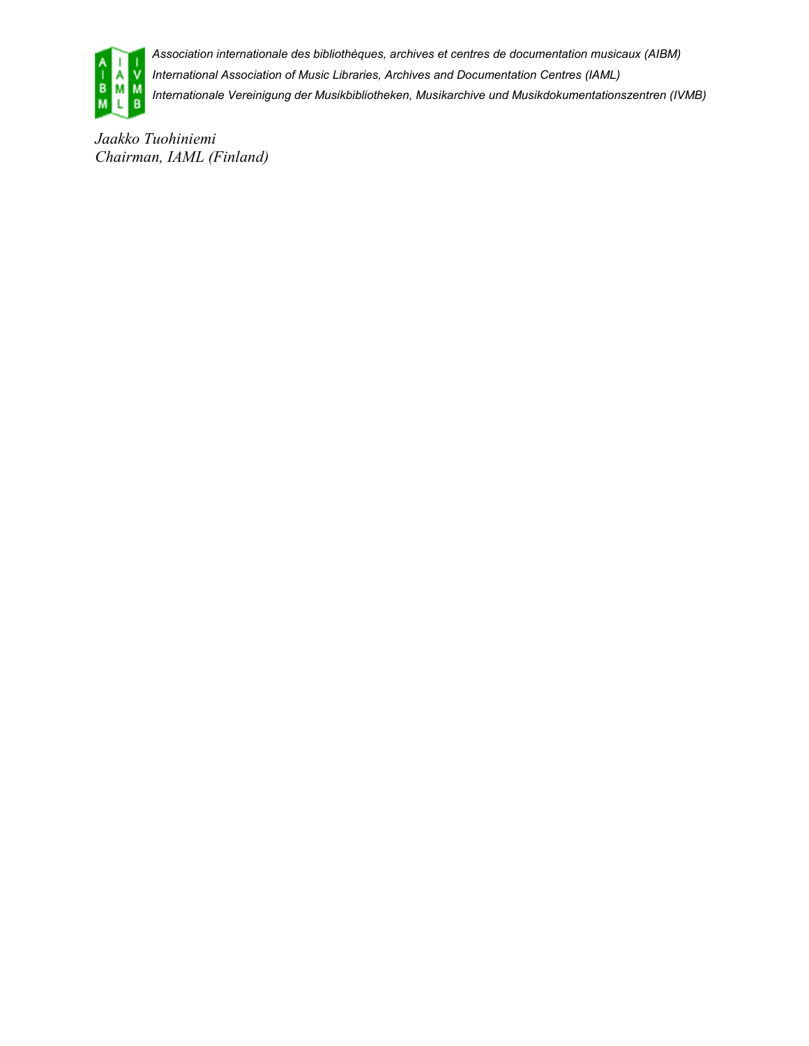*Association internationale des bibliothèques, archives et centres de documentation musicaux (AIBM)*
*International Association of Music Libraries, Archives and Documentation Centres (IAML)*
*Internationale Vereinigung der Musikbibliotheken, Musikarchive und Musikdokumentationszentren (IVMB)*

*Jaakko Tuohiniemi*
*Chairman, IAML (Finland)*